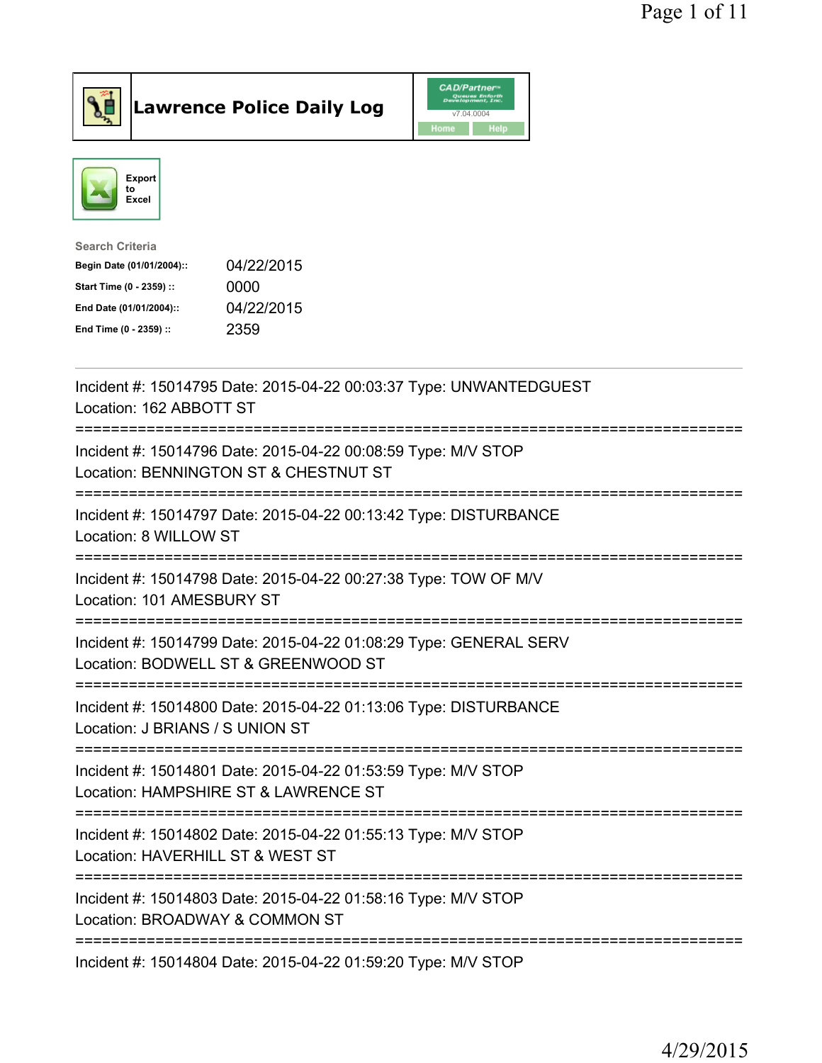# Lawrence Police Daily Log

Export to Excel

**Search Criteria**

| | |
|---|---|
| **Begin Date (01/01/2004)::** | 04/22/2015 |
| **Start Time (0 - 2359) ::** | 0000 |
| **End Date (01/01/2004)::** | 04/22/2015 |
| **End Time (0 - 2359) ::** | 2359 |

---

Incident #: 15014795 Date: 2015-04-22 00:03:37 Type: UNWANTEDGUEST
Location: 162 ABBOTT ST

===========================================================================

Incident #: 15014796 Date: 2015-04-22 00:08:59 Type: M/V STOP
Location: BENNINGTON ST & CHESTNUT ST

===========================================================================

Incident #: 15014797 Date: 2015-04-22 00:13:42 Type: DISTURBANCE
Location: 8 WILLOW ST

===========================================================================

Incident #: 15014798 Date: 2015-04-22 00:27:38 Type: TOW OF M/V
Location: 101 AMESBURY ST

===========================================================================

Incident #: 15014799 Date: 2015-04-22 01:08:29 Type: GENERAL SERV
Location: BODWELL ST & GREENWOOD ST

===========================================================================

Incident #: 15014800 Date: 2015-04-22 01:13:06 Type: DISTURBANCE
Location: J BRIANS / S UNION ST

===========================================================================

Incident #: 15014801 Date: 2015-04-22 01:53:59 Type: M/V STOP
Location: HAMPSHIRE ST & LAWRENCE ST

===========================================================================

Incident #: 15014802 Date: 2015-04-22 01:55:13 Type: M/V STOP
Location: HAVERHILL ST & WEST ST

===========================================================================

Incident #: 15014803 Date: 2015-04-22 01:58:16 Type: M/V STOP
Location: BROADWAY & COMMON ST

===========================================================================

Incident #: 15014804 Date: 2015-04-22 01:59:20 Type: M/V STOP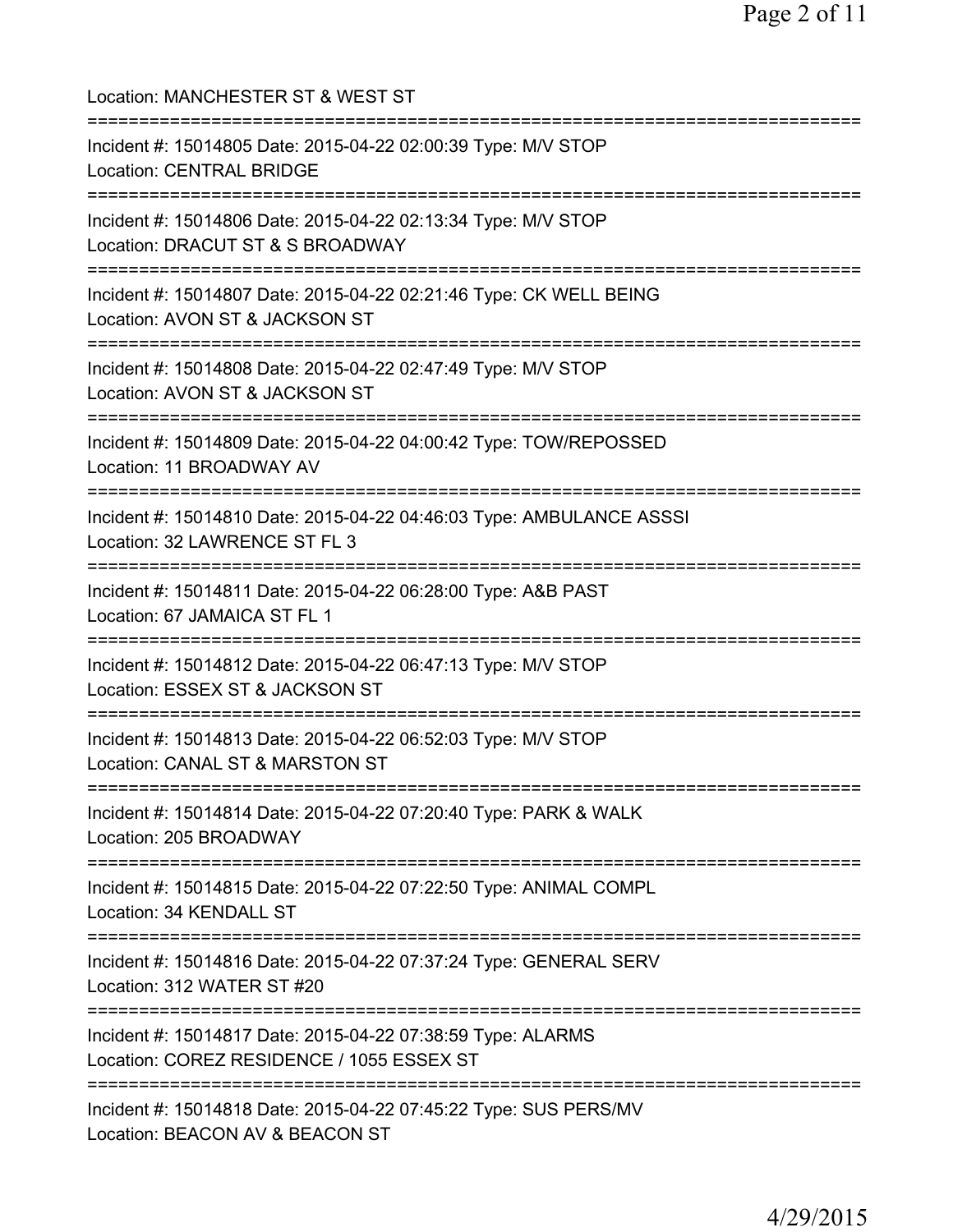Location: MANCHESTER ST & WEST ST

===========================================================================

Incident #: 15014805 Date: 2015-04-22 02:00:39 Type: M/V STOP
Location: CENTRAL BRIDGE

===========================================================================

Incident #: 15014806 Date: 2015-04-22 02:13:34 Type: M/V STOP
Location: DRACUT ST & S BROADWAY

===========================================================================

Incident #: 15014807 Date: 2015-04-22 02:21:46 Type: CK WELL BEING
Location: AVON ST & JACKSON ST

===========================================================================

Incident #: 15014808 Date: 2015-04-22 02:47:49 Type: M/V STOP
Location: AVON ST & JACKSON ST

===========================================================================

Incident #: 15014809 Date: 2015-04-22 04:00:42 Type: TOW/REPOSSED
Location: 11 BROADWAY AV

===========================================================================

Incident #: 15014810 Date: 2015-04-22 04:46:03 Type: AMBULANCE ASSSI
Location: 32 LAWRENCE ST FL 3

===========================================================================

Incident #: 15014811 Date: 2015-04-22 06:28:00 Type: A&B PAST
Location: 67 JAMAICA ST FL 1

===========================================================================

Incident #: 15014812 Date: 2015-04-22 06:47:13 Type: M/V STOP
Location: ESSEX ST & JACKSON ST

===========================================================================

Incident #: 15014813 Date: 2015-04-22 06:52:03 Type: M/V STOP
Location: CANAL ST & MARSTON ST

===========================================================================

Incident #: 15014814 Date: 2015-04-22 07:20:40 Type: PARK & WALK
Location: 205 BROADWAY

===========================================================================

Incident #: 15014815 Date: 2015-04-22 07:22:50 Type: ANIMAL COMPL
Location: 34 KENDALL ST

===========================================================================

Incident #: 15014816 Date: 2015-04-22 07:37:24 Type: GENERAL SERV
Location: 312 WATER ST #20

===========================================================================

Incident #: 15014817 Date: 2015-04-22 07:38:59 Type: ALARMS
Location: COREZ RESIDENCE / 1055 ESSEX ST

===========================================================================

Incident #: 15014818 Date: 2015-04-22 07:45:22 Type: SUS PERS/MV
Location: BEACON AV & BEACON ST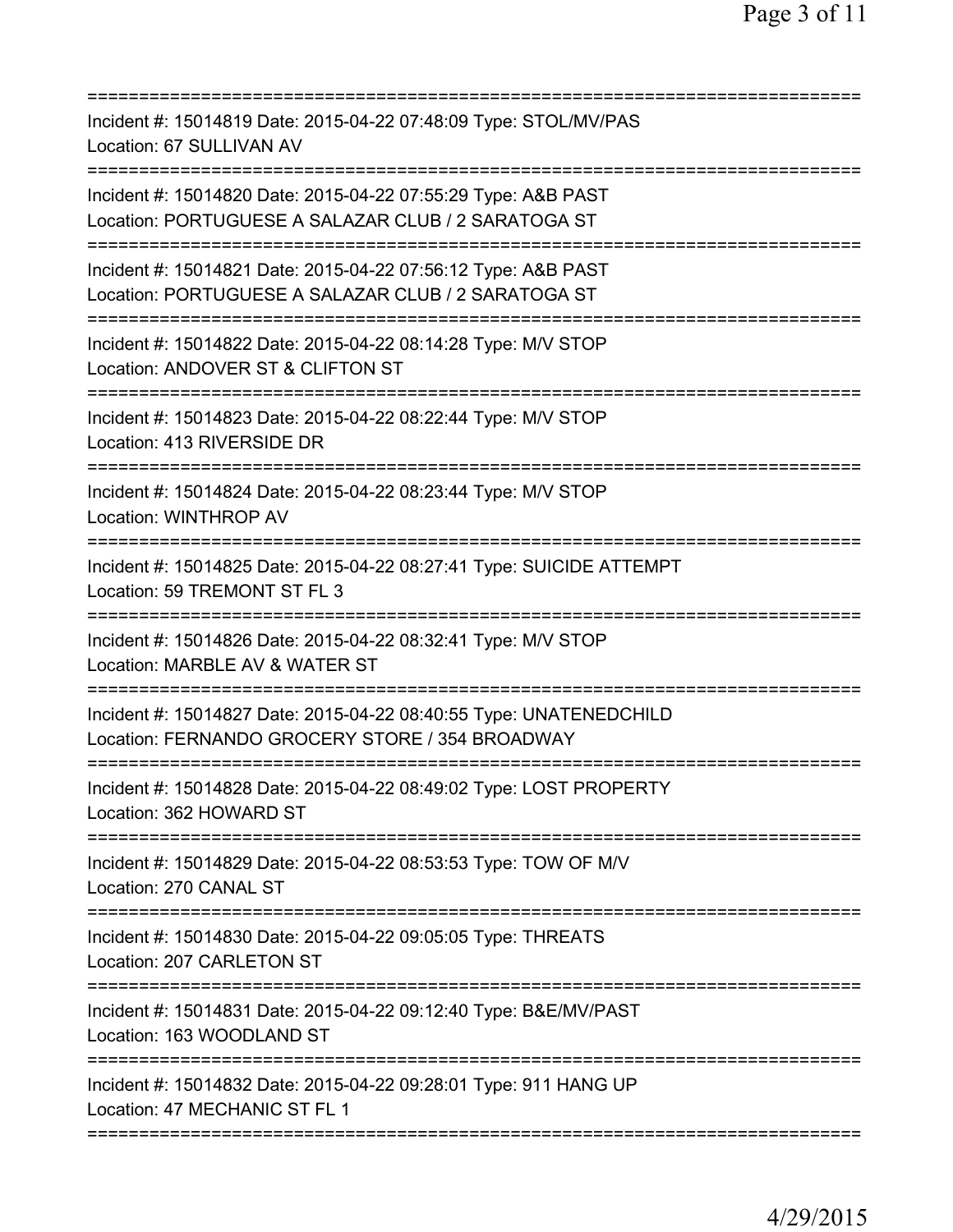Incident #: 15014819 Date: 2015-04-22 07:48:09 Type: STOL/MV/PAS
Location: 67 SULLIVAN AV

Incident #: 15014820 Date: 2015-04-22 07:55:29 Type: A&B PAST
Location: PORTUGUESE A SALAZAR CLUB / 2 SARATOGA ST

Incident #: 15014821 Date: 2015-04-22 07:56:12 Type: A&B PAST
Location: PORTUGUESE A SALAZAR CLUB / 2 SARATOGA ST

Incident #: 15014822 Date: 2015-04-22 08:14:28 Type: M/V STOP
Location: ANDOVER ST & CLIFTON ST

Incident #: 15014823 Date: 2015-04-22 08:22:44 Type: M/V STOP
Location: 413 RIVERSIDE DR

Incident #: 15014824 Date: 2015-04-22 08:23:44 Type: M/V STOP
Location: WINTHROP AV

Incident #: 15014825 Date: 2015-04-22 08:27:41 Type: SUICIDE ATTEMPT
Location: 59 TREMONT ST FL 3

Incident #: 15014826 Date: 2015-04-22 08:32:41 Type: M/V STOP
Location: MARBLE AV & WATER ST

Incident #: 15014827 Date: 2015-04-22 08:40:55 Type: UNATENEDCHILD
Location: FERNANDO GROCERY STORE / 354 BROADWAY

Incident #: 15014828 Date: 2015-04-22 08:49:02 Type: LOST PROPERTY
Location: 362 HOWARD ST

Incident #: 15014829 Date: 2015-04-22 08:53:53 Type: TOW OF M/V
Location: 270 CANAL ST

Incident #: 15014830 Date: 2015-04-22 09:05:05 Type: THREATS
Location: 207 CARLETON ST

Incident #: 15014831 Date: 2015-04-22 09:12:40 Type: B&E/MV/PAST
Location: 163 WOODLAND ST

Incident #: 15014832 Date: 2015-04-22 09:28:01 Type: 911 HANG UP
Location: 47 MECHANIC ST FL 1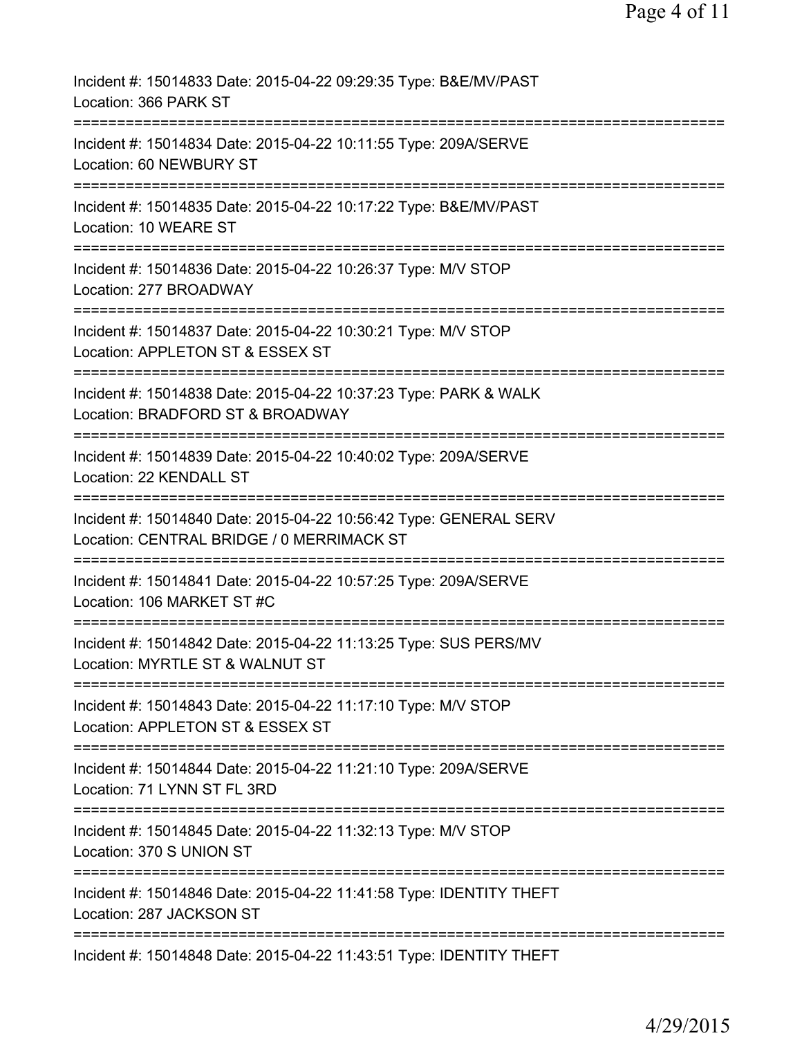Incident #: 15014833 Date: 2015-04-22 09:29:35 Type: B&E/MV/PAST
Location: 366 PARK ST
===========================================================================
Incident #: 15014834 Date: 2015-04-22 10:11:55 Type: 209A/SERVE
Location: 60 NEWBURY ST
===========================================================================
Incident #: 15014835 Date: 2015-04-22 10:17:22 Type: B&E/MV/PAST
Location: 10 WEARE ST
===========================================================================
Incident #: 15014836 Date: 2015-04-22 10:26:37 Type: M/V STOP
Location: 277 BROADWAY
===========================================================================
Incident #: 15014837 Date: 2015-04-22 10:30:21 Type: M/V STOP
Location: APPLETON ST & ESSEX ST
===========================================================================
Incident #: 15014838 Date: 2015-04-22 10:37:23 Type: PARK & WALK
Location: BRADFORD ST & BROADWAY
===========================================================================
Incident #: 15014839 Date: 2015-04-22 10:40:02 Type: 209A/SERVE
Location: 22 KENDALL ST
===========================================================================
Incident #: 15014840 Date: 2015-04-22 10:56:42 Type: GENERAL SERV
Location: CENTRAL BRIDGE / 0 MERRIMACK ST
===========================================================================
Incident #: 15014841 Date: 2015-04-22 10:57:25 Type: 209A/SERVE
Location: 106 MARKET ST #C
===========================================================================
Incident #: 15014842 Date: 2015-04-22 11:13:25 Type: SUS PERS/MV
Location: MYRTLE ST & WALNUT ST
===========================================================================
Incident #: 15014843 Date: 2015-04-22 11:17:10 Type: M/V STOP
Location: APPLETON ST & ESSEX ST
===========================================================================
Incident #: 15014844 Date: 2015-04-22 11:21:10 Type: 209A/SERVE
Location: 71 LYNN ST FL 3RD
===========================================================================
Incident #: 15014845 Date: 2015-04-22 11:32:13 Type: M/V STOP
Location: 370 S UNION ST
===========================================================================
Incident #: 15014846 Date: 2015-04-22 11:41:58 Type: IDENTITY THEFT
Location: 287 JACKSON ST
===========================================================================
Incident #: 15014848 Date: 2015-04-22 11:43:51 Type: IDENTITY THEFT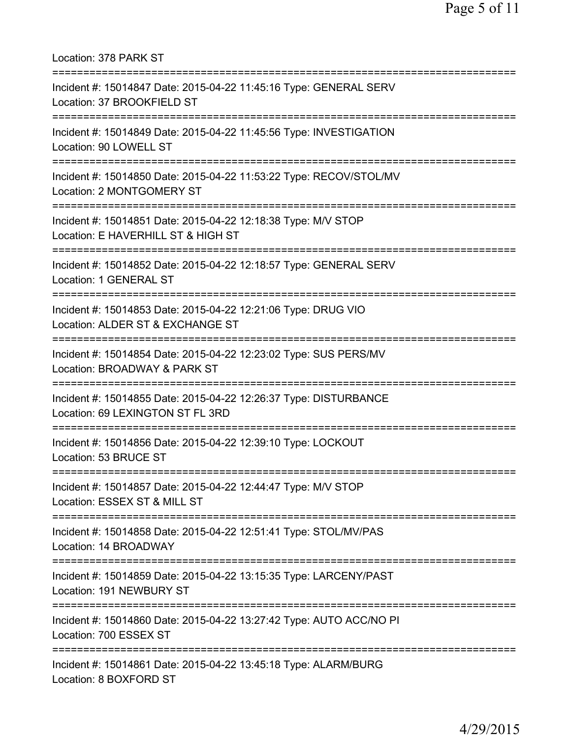Location: 378 PARK ST

===========================================================================

Incident #: 15014847 Date: 2015-04-22 11:45:16 Type: GENERAL SERV
Location: 37 BROOKFIELD ST

===========================================================================

Incident #: 15014849 Date: 2015-04-22 11:45:56 Type: INVESTIGATION
Location: 90 LOWELL ST

===========================================================================

Incident #: 15014850 Date: 2015-04-22 11:53:22 Type: RECOV/STOL/MV
Location: 2 MONTGOMERY ST

===========================================================================

Incident #: 15014851 Date: 2015-04-22 12:18:38 Type: M/V STOP
Location: E HAVERHILL ST & HIGH ST

===========================================================================

Incident #: 15014852 Date: 2015-04-22 12:18:57 Type: GENERAL SERV
Location: 1 GENERAL ST

===========================================================================

Incident #: 15014853 Date: 2015-04-22 12:21:06 Type: DRUG VIO
Location: ALDER ST & EXCHANGE ST

===========================================================================

Incident #: 15014854 Date: 2015-04-22 12:23:02 Type: SUS PERS/MV
Location: BROADWAY & PARK ST

===========================================================================

Incident #: 15014855 Date: 2015-04-22 12:26:37 Type: DISTURBANCE
Location: 69 LEXINGTON ST FL 3RD

===========================================================================

Incident #: 15014856 Date: 2015-04-22 12:39:10 Type: LOCKOUT
Location: 53 BRUCE ST

===========================================================================

Incident #: 15014857 Date: 2015-04-22 12:44:47 Type: M/V STOP
Location: ESSEX ST & MILL ST

===========================================================================

Incident #: 15014858 Date: 2015-04-22 12:51:41 Type: STOL/MV/PAS
Location: 14 BROADWAY

===========================================================================

Incident #: 15014859 Date: 2015-04-22 13:15:35 Type: LARCENY/PAST
Location: 191 NEWBURY ST

===========================================================================

Incident #: 15014860 Date: 2015-04-22 13:27:42 Type: AUTO ACC/NO PI
Location: 700 ESSEX ST

===========================================================================

Incident #: 15014861 Date: 2015-04-22 13:45:18 Type: ALARM/BURG
Location: 8 BOXFORD ST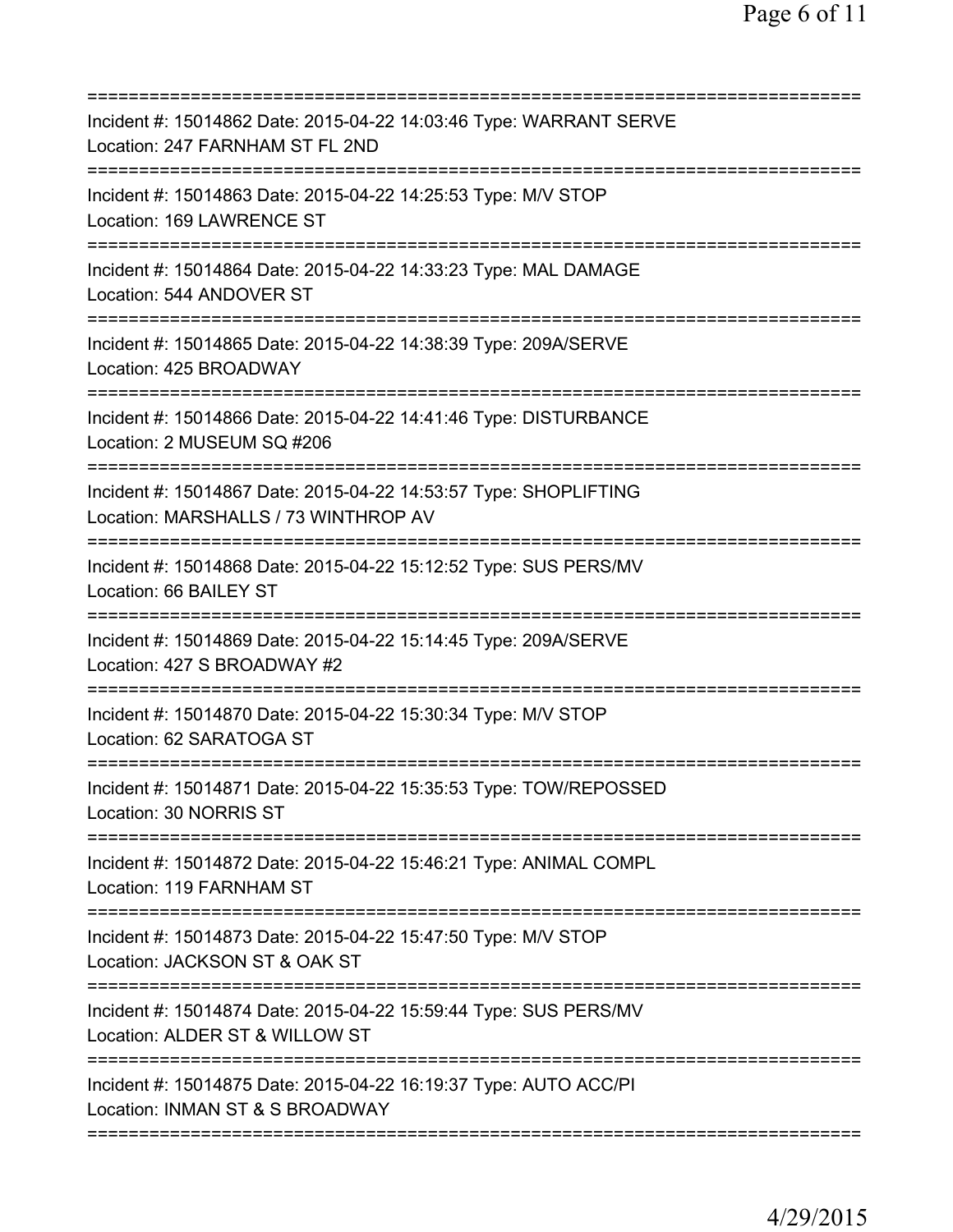===========================================================================
Incident #: 15014862 Date: 2015-04-22 14:03:46 Type: WARRANT SERVE
Location: 247 FARNHAM ST FL 2ND
===========================================================================
Incident #: 15014863 Date: 2015-04-22 14:25:53 Type: M/V STOP
Location: 169 LAWRENCE ST
===========================================================================
Incident #: 15014864 Date: 2015-04-22 14:33:23 Type: MAL DAMAGE
Location: 544 ANDOVER ST
===========================================================================
Incident #: 15014865 Date: 2015-04-22 14:38:39 Type: 209A/SERVE
Location: 425 BROADWAY
===========================================================================
Incident #: 15014866 Date: 2015-04-22 14:41:46 Type: DISTURBANCE
Location: 2 MUSEUM SQ #206
===========================================================================
Incident #: 15014867 Date: 2015-04-22 14:53:57 Type: SHOPLIFTING
Location: MARSHALLS / 73 WINTHROP AV
===========================================================================
Incident #: 15014868 Date: 2015-04-22 15:12:52 Type: SUS PERS/MV
Location: 66 BAILEY ST
===========================================================================
Incident #: 15014869 Date: 2015-04-22 15:14:45 Type: 209A/SERVE
Location: 427 S BROADWAY #2
===========================================================================
Incident #: 15014870 Date: 2015-04-22 15:30:34 Type: M/V STOP
Location: 62 SARATOGA ST
===========================================================================
Incident #: 15014871 Date: 2015-04-22 15:35:53 Type: TOW/REPOSSED
Location: 30 NORRIS ST
===========================================================================
Incident #: 15014872 Date: 2015-04-22 15:46:21 Type: ANIMAL COMPL
Location: 119 FARNHAM ST
===========================================================================
Incident #: 15014873 Date: 2015-04-22 15:47:50 Type: M/V STOP
Location: JACKSON ST & OAK ST
===========================================================================
Incident #: 15014874 Date: 2015-04-22 15:59:44 Type: SUS PERS/MV
Location: ALDER ST & WILLOW ST
===========================================================================
Incident #: 15014875 Date: 2015-04-22 16:19:37 Type: AUTO ACC/PI
Location: INMAN ST & S BROADWAY
===========================================================================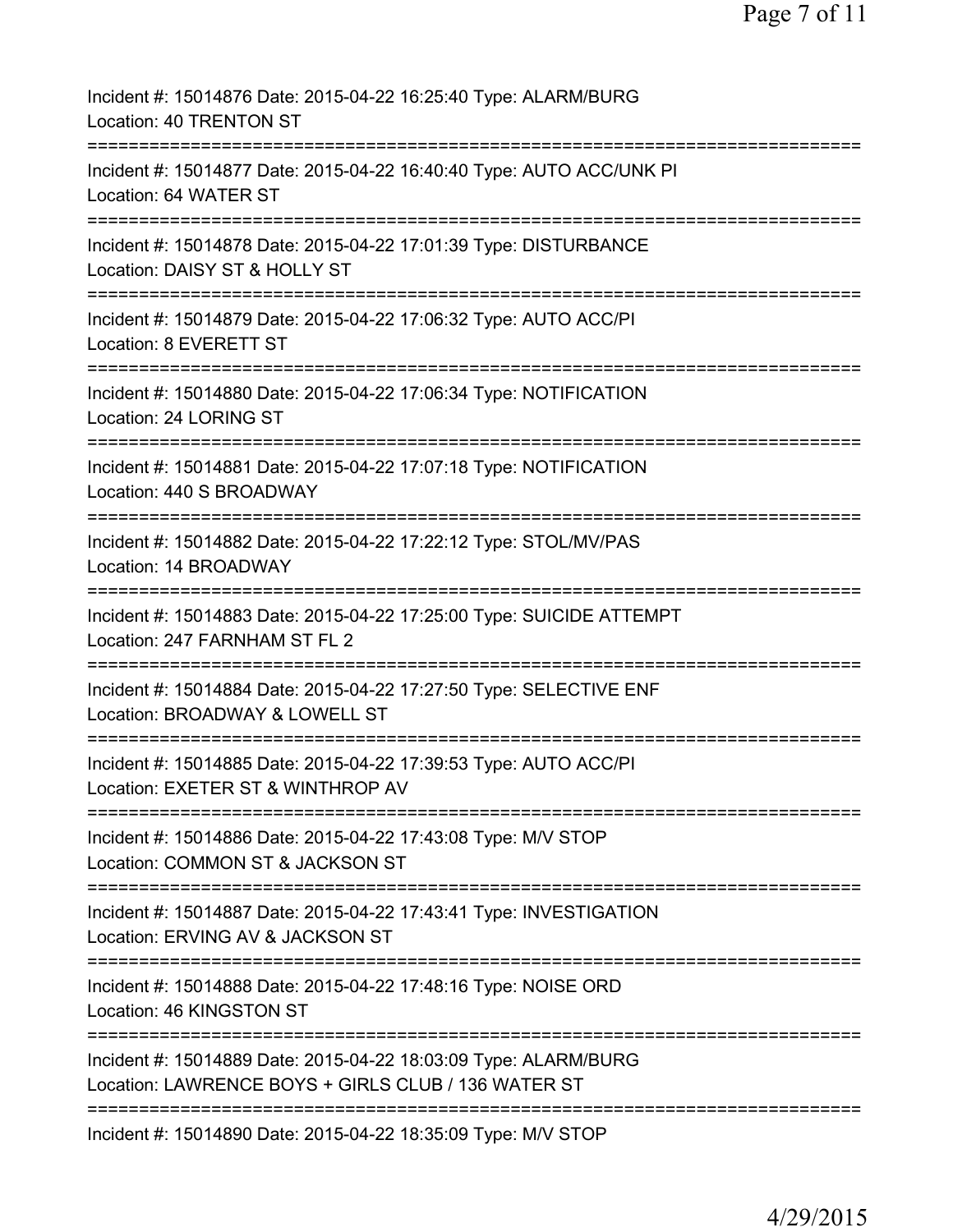Incident #: 15014876 Date: 2015-04-22 16:25:40 Type: ALARM/BURG
Location: 40 TRENTON ST
===========================================================================
Incident #: 15014877 Date: 2015-04-22 16:40:40 Type: AUTO ACC/UNK PI
Location: 64 WATER ST
===========================================================================
Incident #: 15014878 Date: 2015-04-22 17:01:39 Type: DISTURBANCE
Location: DAISY ST & HOLLY ST
===========================================================================
Incident #: 15014879 Date: 2015-04-22 17:06:32 Type: AUTO ACC/PI
Location: 8 EVERETT ST
===========================================================================
Incident #: 15014880 Date: 2015-04-22 17:06:34 Type: NOTIFICATION
Location: 24 LORING ST
===========================================================================
Incident #: 15014881 Date: 2015-04-22 17:07:18 Type: NOTIFICATION
Location: 440 S BROADWAY
===========================================================================
Incident #: 15014882 Date: 2015-04-22 17:22:12 Type: STOL/MV/PAS
Location: 14 BROADWAY
===========================================================================
Incident #: 15014883 Date: 2015-04-22 17:25:00 Type: SUICIDE ATTEMPT
Location: 247 FARNHAM ST FL 2
===========================================================================
Incident #: 15014884 Date: 2015-04-22 17:27:50 Type: SELECTIVE ENF
Location: BROADWAY & LOWELL ST
===========================================================================
Incident #: 15014885 Date: 2015-04-22 17:39:53 Type: AUTO ACC/PI
Location: EXETER ST & WINTHROP AV
===========================================================================
Incident #: 15014886 Date: 2015-04-22 17:43:08 Type: M/V STOP
Location: COMMON ST & JACKSON ST
===========================================================================
Incident #: 15014887 Date: 2015-04-22 17:43:41 Type: INVESTIGATION
Location: ERVING AV & JACKSON ST
===========================================================================
Incident #: 15014888 Date: 2015-04-22 17:48:16 Type: NOISE ORD
Location: 46 KINGSTON ST
===========================================================================
Incident #: 15014889 Date: 2015-04-22 18:03:09 Type: ALARM/BURG
Location: LAWRENCE BOYS + GIRLS CLUB / 136 WATER ST
===========================================================================
Incident #: 15014890 Date: 2015-04-22 18:35:09 Type: M/V STOP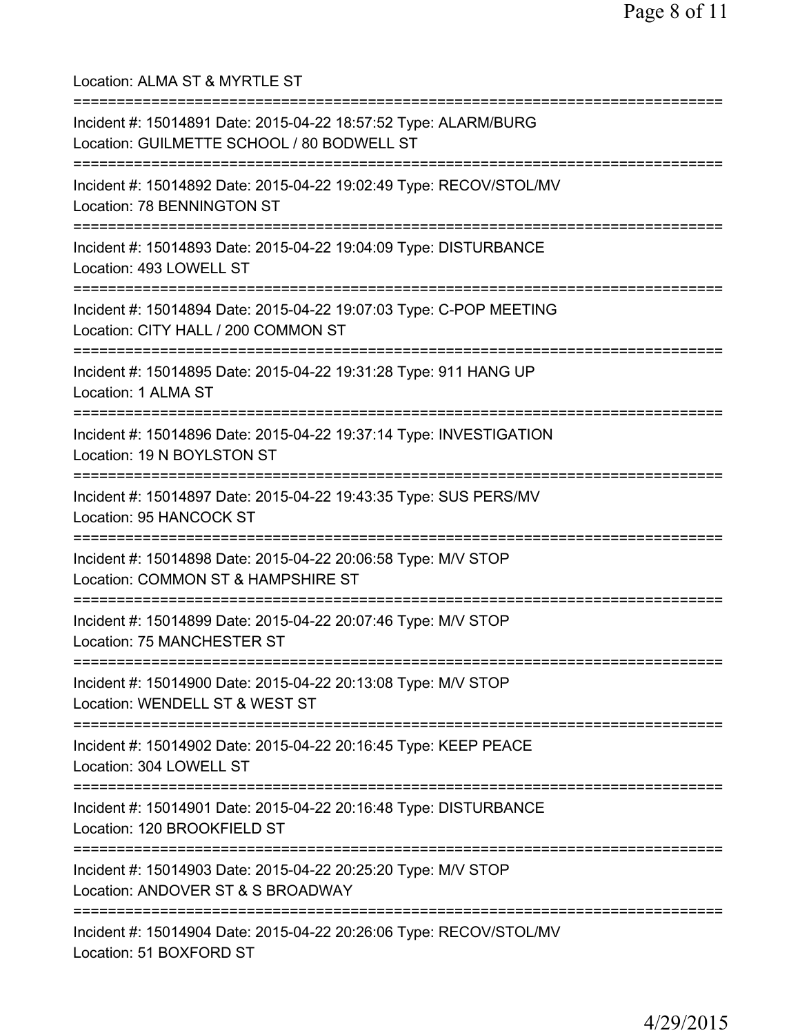Location: ALMA ST & MYRTLE ST

===========================================================================

Incident #: 15014891 Date: 2015-04-22 18:57:52 Type: ALARM/BURG
Location: GUILMETTE SCHOOL / 80 BODWELL ST

===========================================================================

Incident #: 15014892 Date: 2015-04-22 19:02:49 Type: RECOV/STOL/MV
Location: 78 BENNINGTON ST

===========================================================================

Incident #: 15014893 Date: 2015-04-22 19:04:09 Type: DISTURBANCE
Location: 493 LOWELL ST

===========================================================================

Incident #: 15014894 Date: 2015-04-22 19:07:03 Type: C-POP MEETING
Location: CITY HALL / 200 COMMON ST

===========================================================================

Incident #: 15014895 Date: 2015-04-22 19:31:28 Type: 911 HANG UP
Location: 1 ALMA ST

===========================================================================

Incident #: 15014896 Date: 2015-04-22 19:37:14 Type: INVESTIGATION
Location: 19 N BOYLSTON ST

===========================================================================

Incident #: 15014897 Date: 2015-04-22 19:43:35 Type: SUS PERS/MV
Location: 95 HANCOCK ST

===========================================================================

Incident #: 15014898 Date: 2015-04-22 20:06:58 Type: M/V STOP
Location: COMMON ST & HAMPSHIRE ST

===========================================================================

Incident #: 15014899 Date: 2015-04-22 20:07:46 Type: M/V STOP
Location: 75 MANCHESTER ST

===========================================================================

Incident #: 15014900 Date: 2015-04-22 20:13:08 Type: M/V STOP
Location: WENDELL ST & WEST ST

===========================================================================

Incident #: 15014902 Date: 2015-04-22 20:16:45 Type: KEEP PEACE
Location: 304 LOWELL ST

===========================================================================

Incident #: 15014901 Date: 2015-04-22 20:16:48 Type: DISTURBANCE
Location: 120 BROOKFIELD ST

===========================================================================

Incident #: 15014903 Date: 2015-04-22 20:25:20 Type: M/V STOP
Location: ANDOVER ST & S BROADWAY

===========================================================================

Incident #: 15014904 Date: 2015-04-22 20:26:06 Type: RECOV/STOL/MV
Location: 51 BOXFORD ST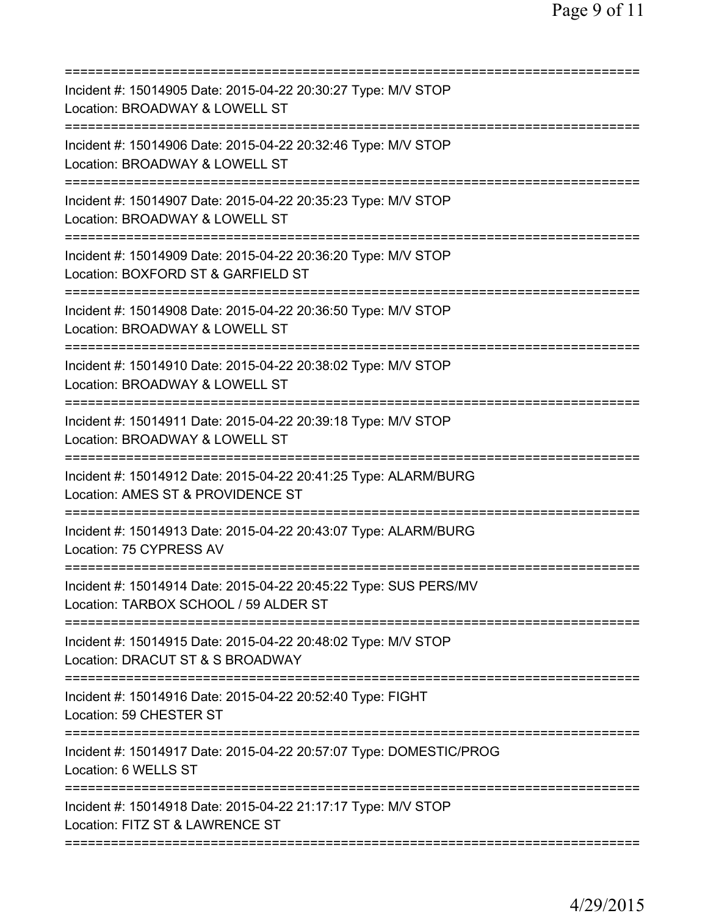==============================================================================
Incident #: 15014905 Date: 2015-04-22 20:30:27 Type: M/V STOP
Location: BROADWAY & LOWELL ST
==============================================================================
Incident #: 15014906 Date: 2015-04-22 20:32:46 Type: M/V STOP
Location: BROADWAY & LOWELL ST
==============================================================================
Incident #: 15014907 Date: 2015-04-22 20:35:23 Type: M/V STOP
Location: BROADWAY & LOWELL ST
==============================================================================
Incident #: 15014909 Date: 2015-04-22 20:36:20 Type: M/V STOP
Location: BOXFORD ST & GARFIELD ST
==============================================================================
Incident #: 15014908 Date: 2015-04-22 20:36:50 Type: M/V STOP
Location: BROADWAY & LOWELL ST
==============================================================================
Incident #: 15014910 Date: 2015-04-22 20:38:02 Type: M/V STOP
Location: BROADWAY & LOWELL ST
==============================================================================
Incident #: 15014911 Date: 2015-04-22 20:39:18 Type: M/V STOP
Location: BROADWAY & LOWELL ST
==============================================================================
Incident #: 15014912 Date: 2015-04-22 20:41:25 Type: ALARM/BURG
Location: AMES ST & PROVIDENCE ST
==============================================================================
Incident #: 15014913 Date: 2015-04-22 20:43:07 Type: ALARM/BURG
Location: 75 CYPRESS AV
==============================================================================
Incident #: 15014914 Date: 2015-04-22 20:45:22 Type: SUS PERS/MV
Location: TARBOX SCHOOL / 59 ALDER ST
==============================================================================
Incident #: 15014915 Date: 2015-04-22 20:48:02 Type: M/V STOP
Location: DRACUT ST & S BROADWAY
==============================================================================
Incident #: 15014916 Date: 2015-04-22 20:52:40 Type: FIGHT
Location: 59 CHESTER ST
==============================================================================
Incident #: 15014917 Date: 2015-04-22 20:57:07 Type: DOMESTIC/PROG
Location: 6 WELLS ST
==============================================================================
Incident #: 15014918 Date: 2015-04-22 21:17:17 Type: M/V STOP
Location: FITZ ST & LAWRENCE ST
==============================================================================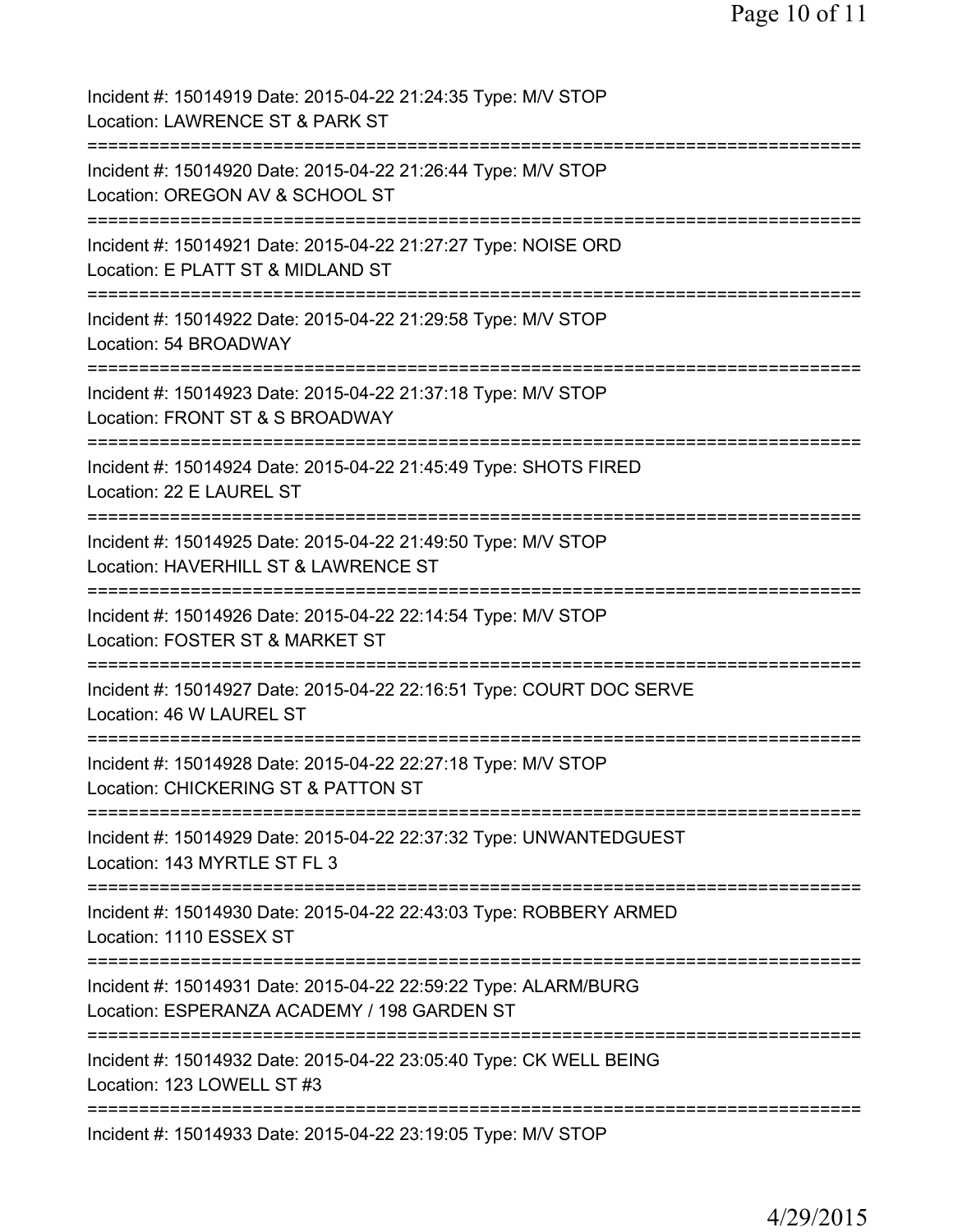Incident #: 15014919 Date: 2015-04-22 21:24:35 Type: M/V STOP
Location: LAWRENCE ST & PARK ST
===========================================================================
Incident #: 15014920 Date: 2015-04-22 21:26:44 Type: M/V STOP
Location: OREGON AV & SCHOOL ST
===========================================================================
Incident #: 15014921 Date: 2015-04-22 21:27:27 Type: NOISE ORD
Location: E PLATT ST & MIDLAND ST
===========================================================================
Incident #: 15014922 Date: 2015-04-22 21:29:58 Type: M/V STOP
Location: 54 BROADWAY
===========================================================================
Incident #: 15014923 Date: 2015-04-22 21:37:18 Type: M/V STOP
Location: FRONT ST & S BROADWAY
===========================================================================
Incident #: 15014924 Date: 2015-04-22 21:45:49 Type: SHOTS FIRED
Location: 22 E LAUREL ST
===========================================================================
Incident #: 15014925 Date: 2015-04-22 21:49:50 Type: M/V STOP
Location: HAVERHILL ST & LAWRENCE ST
===========================================================================
Incident #: 15014926 Date: 2015-04-22 22:14:54 Type: M/V STOP
Location: FOSTER ST & MARKET ST
===========================================================================
Incident #: 15014927 Date: 2015-04-22 22:16:51 Type: COURT DOC SERVE
Location: 46 W LAUREL ST
===========================================================================
Incident #: 15014928 Date: 2015-04-22 22:27:18 Type: M/V STOP
Location: CHICKERING ST & PATTON ST
===========================================================================
Incident #: 15014929 Date: 2015-04-22 22:37:32 Type: UNWANTEDGUEST
Location: 143 MYRTLE ST FL 3
===========================================================================
Incident #: 15014930 Date: 2015-04-22 22:43:03 Type: ROBBERY ARMED
Location: 1110 ESSEX ST
===========================================================================
Incident #: 15014931 Date: 2015-04-22 22:59:22 Type: ALARM/BURG
Location: ESPERANZA ACADEMY / 198 GARDEN ST
===========================================================================
Incident #: 15014932 Date: 2015-04-22 23:05:40 Type: CK WELL BEING
Location: 123 LOWELL ST #3
===========================================================================
Incident #: 15014933 Date: 2015-04-22 23:19:05 Type: M/V STOP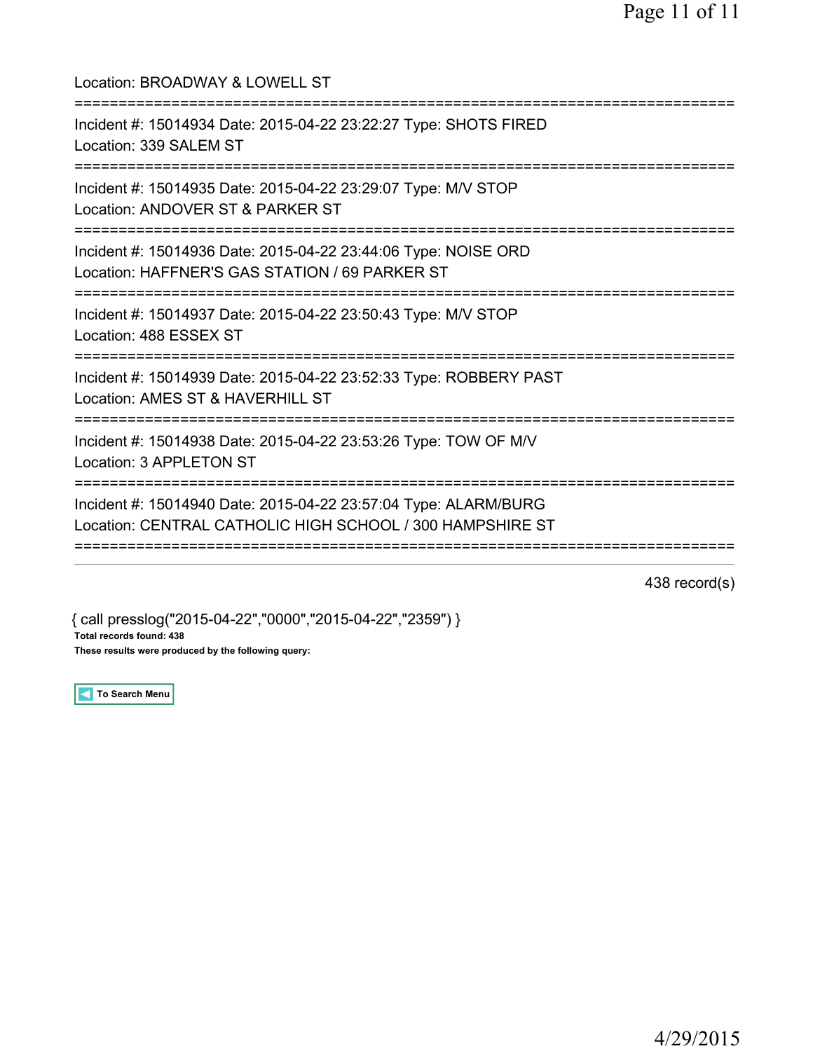Location: BROADWAY & LOWELL ST

===========================================================================

Incident #: 15014934 Date: 2015-04-22 23:22:27 Type: SHOTS FIRED
Location: 339 SALEM ST

===========================================================================

Incident #: 15014935 Date: 2015-04-22 23:29:07 Type: M/V STOP
Location: ANDOVER ST & PARKER ST

===========================================================================

Incident #: 15014936 Date: 2015-04-22 23:44:06 Type: NOISE ORD
Location: HAFFNER'S GAS STATION / 69 PARKER ST

===========================================================================

Incident #: 15014937 Date: 2015-04-22 23:50:43 Type: M/V STOP
Location: 488 ESSEX ST

===========================================================================

Incident #: 15014939 Date: 2015-04-22 23:52:33 Type: ROBBERY PAST
Location: AMES ST & HAVERHILL ST

===========================================================================

Incident #: 15014938 Date: 2015-04-22 23:53:26 Type: TOW OF M/V
Location: 3 APPLETON ST

===========================================================================

Incident #: 15014940 Date: 2015-04-22 23:57:04 Type: ALARM/BURG
Location: CENTRAL CATHOLIC HIGH SCHOOL / 300 HAMPSHIRE ST

===========================================================================

438 record(s)

{ call presslog("2015-04-22","0000","2015-04-22","2359") }

**Total records found: 438**

**These results were produced by the following query:**

To Search Menu